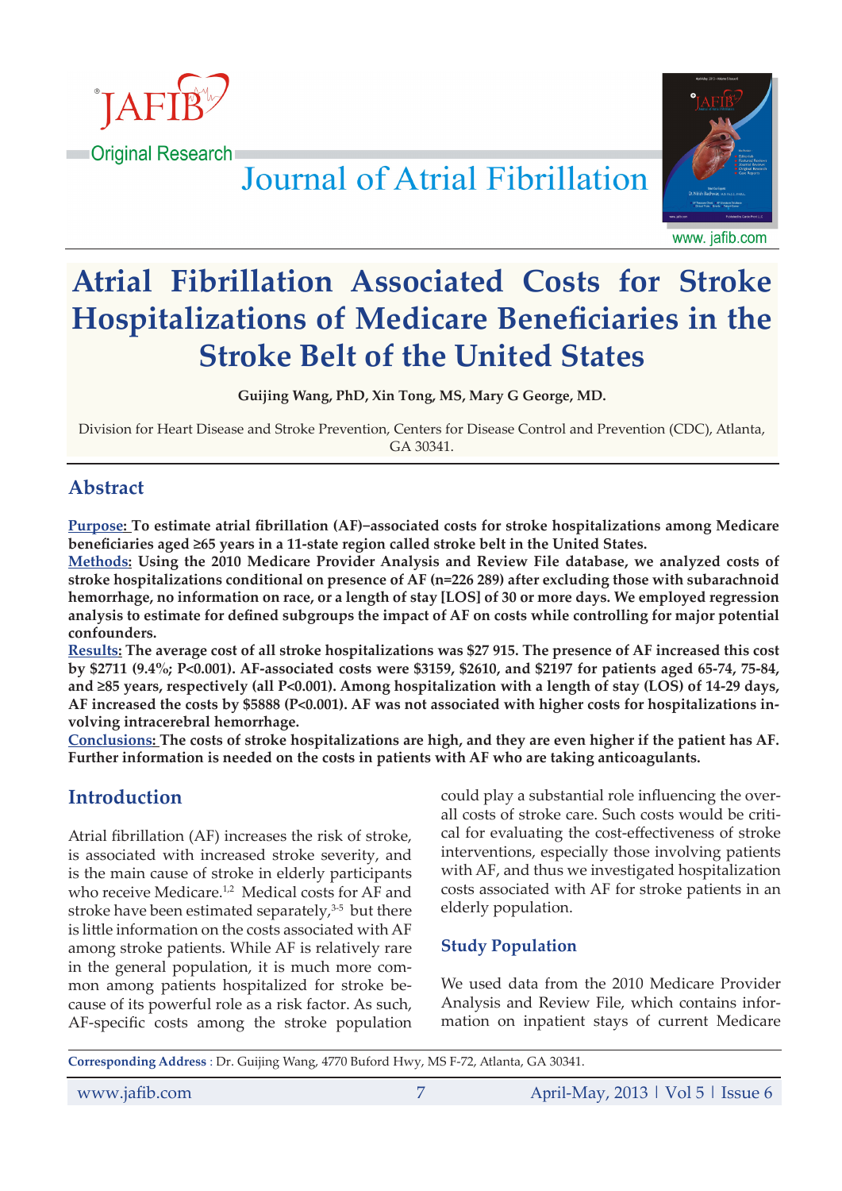Original Research

# Journal of Atrial Fibrillation

# Atrial Fibrillation Associated Costs for Stroke Hospitalizations of Medicare Beneficiaries in the Stroke Belt of the United States

**Guijing Wang, PhD, Xin Tong, MS, Mary G George, MD.**

Division for Heart Disease and Stroke Prevention, Centers for Disease Control and Prevention (CDC), Atlanta, GA 30341.

## Abstract

**Purpose: To estimate atrial fibrillation (AF)–associated costs for stroke hospitalizations among Medicare beneficiaries aged ≥65 years in a 11-state region called stroke belt in the United States.**

**Methods: Using the 2010 Medicare Provider Analysis and Review File database, we analyzed costs of stroke hospitalizations conditional on presence of AF (n=226 289) after excluding those with subarachnoid hemorrhage, no information on race, or a length of stay [LOS] of 30 or more days. We employed regression analysis to estimate for defined subgroups the impact of AF on costs while controlling for major potential confounders.**

**Results: The average cost of all stroke hospitalizations was $27 915. The presence of AF increased this cost by $2711 (9.4%; P<0.001). AF-associated costs were $3159, $2610, and $2197 for patients aged 65-74, 75-84, and ≥85 years, respectively (all P<0.001). Among hospitalization with a length of stay (LOS) of 14-29 days, AF increased the costs by $5888 (P<0.001). AF was not associated with higher costs for hospitalizations involving intracerebral hemorrhage.**

**Conclusions: The costs of stroke hospitalizations are high, and they are even higher if the patient has AF. Further information is needed on the costs in patients with AF who are taking anticoagulants.**

## Introduction

Atrial fibrillation (AF) increases the risk of stroke, is associated with increased stroke severity, and is the main cause of stroke in elderly participants who receive Medicare.[1,2] Medical costs for AF and stroke have been estimated separately,[3-5] but there is little information on the costs associated with AF among stroke patients. While AF is relatively rare in the general population, it is much more common among patients hospitalized for stroke because of its powerful role as a risk factor. As such, AF-specific costs among the stroke population could play a substantial role influencing the overall costs of stroke care. Such costs would be critical for evaluating the cost-effectiveness of stroke interventions, especially those involving patients with AF, and thus we investigated hospitalization costs associated with AF for stroke patients in an elderly population.

## Study Population

We used data from the 2010 Medicare Provider Analysis and Review File, which contains information on inpatient stays of current Medicare

**Corresponding Address** : Dr. Guijing Wang, 4770 Buford Hwy, MS F-72, Atlanta, GA 30341.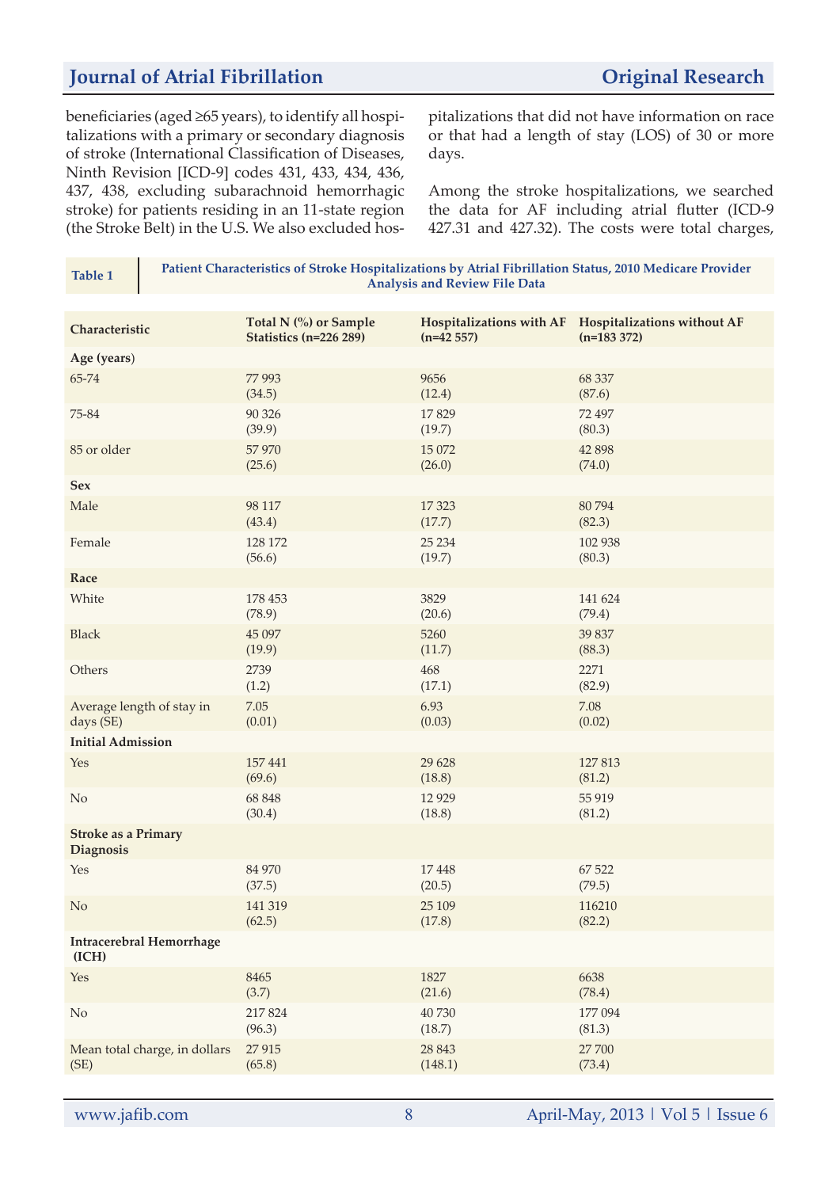beneficiaries (aged ≥65 years), to identify all hospitalizations with a primary or secondary diagnosis of stroke (International Classification of Diseases, Ninth Revision [ICD-9] codes 431, 433, 434, 436, 437, 438, excluding subarachnoid hemorrhagic stroke) for patients residing in an 11-state region (the Stroke Belt) in the U.S. We also excluded hospitalizations that did not have information on race or that had a length of stay (LOS) of 30 or more days.

Among the stroke hospitalizations, we searched the data for AF including atrial flutter (ICD-9 427.31 and 427.32). The costs were total charges,

**Table 1** Patient Characteristics of Stroke Hospitalizations by Atrial Fibrillation Status, 2010 Medicare Provider Analysis and Review File Data

| Characteristic | Total N (%) or Sample Statistics (n=226 289) | Hospitalizations with AF (n=42 557) | Hospitalizations without AF (n=183 372) |
|---|---|---|---|
| **Age (years)** | | | |
| 65-74 | 77 993 (34.5) | 9656 (12.4) | 68 337 (87.6) |
| 75-84 | 90 326 (39.9) | 17 829 (19.7) | 72 497 (80.3) |
| 85 or older | 57 970 (25.6) | 15 072 (26.0) | 42 898 (74.0) |
| **Sex** | | | |
| Male | 98 117 (43.4) | 17 323 (17.7) | 80 794 (82.3) |
| Female | 128 172 (56.6) | 25 234 (19.7) | 102 938 (80.3) |
| **Race** | | | |
| White | 178 453 (78.9) | 3829 (20.6) | 141 624 (79.4) |
| Black | 45 097 (19.9) | 5260 (11.7) | 39 837 (88.3) |
| Others | 2739 (1.2) | 468 (17.1) | 2271 (82.9) |
| Average length of stay in days (SE) | 7.05 (0.01) | 6.93 (0.03) | 7.08 (0.02) |
| **Initial Admission** | | | |
| Yes | 157 441 (69.6) | 29 628 (18.8) | 127 813 (81.2) |
| No | 68 848 (30.4) | 12 929 (18.8) | 55 919 (81.2) |
| **Stroke as a Primary Diagnosis** | | | |
| Yes | 84 970 (37.5) | 17 448 (20.5) | 67 522 (79.5) |
| No | 141 319 (62.5) | 25 109 (17.8) | 116210 (82.2) |
| **Intracerebral Hemorrhage (ICH)** | | | |
| Yes | 8465 (3.7) | 1827 (21.6) | 6638 (78.4) |
| No | 217 824 (96.3) | 40 730 (18.7) | 177 094 (81.3) |
| Mean total charge, in dollars (SE) | 27 915 (65.8) | 28 843 (148.1) | 27 700 (73.4) |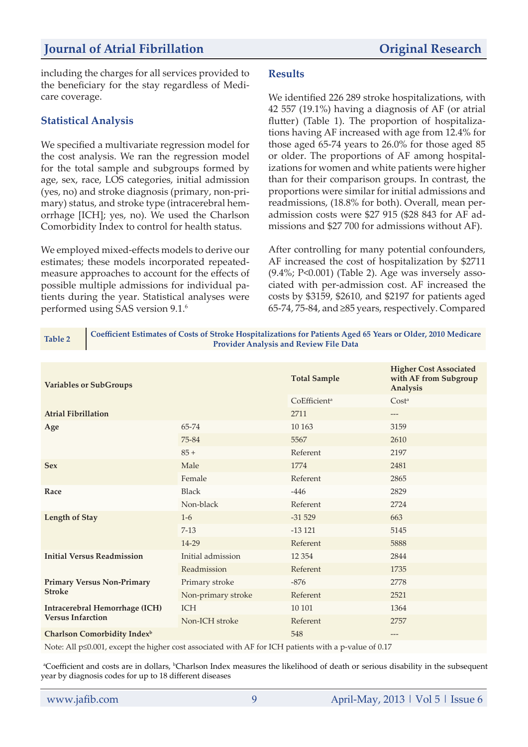including the charges for all services provided to the beneficiary for the stay regardless of Medicare coverage.

### Statistical Analysis

We specified a multivariate regression model for the cost analysis. We ran the regression model for the total sample and subgroups formed by age, sex, race, LOS categories, initial admission (yes, no) and stroke diagnosis (primary, non-primary) status, and stroke type (intracerebral hemorrhage [ICH]; yes, no). We used the Charlson Comorbidity Index to control for health status.

We employed mixed-effects models to derive our estimates; these models incorporated repeated-measure approaches to account for the effects of possible multiple admissions for individual patients during the year. Statistical analyses were performed using SAS version 9.1.[6]

## Results

We identified 226 289 stroke hospitalizations, with 42 557 (19.1%) having a diagnosis of AF (or atrial flutter) (Table 1). The proportion of hospitalizations having AF increased with age from 12.4% for those aged 65-74 years to 26.0% for those aged 85 or older. The proportions of AF among hospitalizations for women and white patients were higher than for their comparison groups. In contrast, the proportions were similar for initial admissions and readmissions, (18.8% for both). Overall, mean per-admission costs were $27 915 ($28 843 for AF admissions and $27 700 for admissions without AF).

After controlling for many potential confounders, AF increased the cost of hospitalization by $2711 (9.4%; P<0.001) (Table 2). Age was inversely associated with per-admission cost. AF increased the costs by $3159, $2610, and $2197 for patients aged 65-74, 75-84, and ≥85 years, respectively. Compared

**Table 2** Coefficient Estimates of Costs of Stroke Hospitalizations for Patients Aged 65 Years or Older, 2010 Medicare Provider Analysis and Review File Data

| Variables or SubGroups | | Total Sample | Higher Cost Associated with AF from Subgroup Analysis |
|---|---|---|---|
| | | CoEfficient[a] | Cost[a] |
| **Atrial Fibrillation** | | 2711 | --- |
| **Age** | 65-74 | 10 163 | 3159 |
| | 75-84 | 5567 | 2610 |
| | 85 + | Referent | 2197 |
| **Sex** | Male | 1774 | 2481 |
| | Female | Referent | 2865 |
| **Race** | Black | -446 | 2829 |
| | Non-black | Referent | 2724 |
| **Length of Stay** | 1-6 | -31 529 | 663 |
| | 7-13 | -13 121 | 5145 |
| | 14-29 | Referent | 5888 |
| **Initial Versus Readmission** | Initial admission | 12 354 | 2844 |
| | Readmission | Referent | 1735 |
| **Primary Versus Non-Primary Stroke** | Primary stroke | -876 | 2778 |
| | Non-primary stroke | Referent | 2521 |
| **Intracerebral Hemorrhage (ICH) Versus Infarction** | ICH | 10 101 | 1364 |
| | Non-ICH stroke | Referent | 2757 |
| **Charlson Comorbidity Index[b]** | | 548 | --- |

Note: All p≤0.001, except the higher cost associated with AF for ICH patients with a p-value of 0.17

[a]Coefficient and costs are in dollars, [b]Charlson Index measures the likelihood of death or serious disability in the subsequent year by diagnosis codes for up to 18 different diseases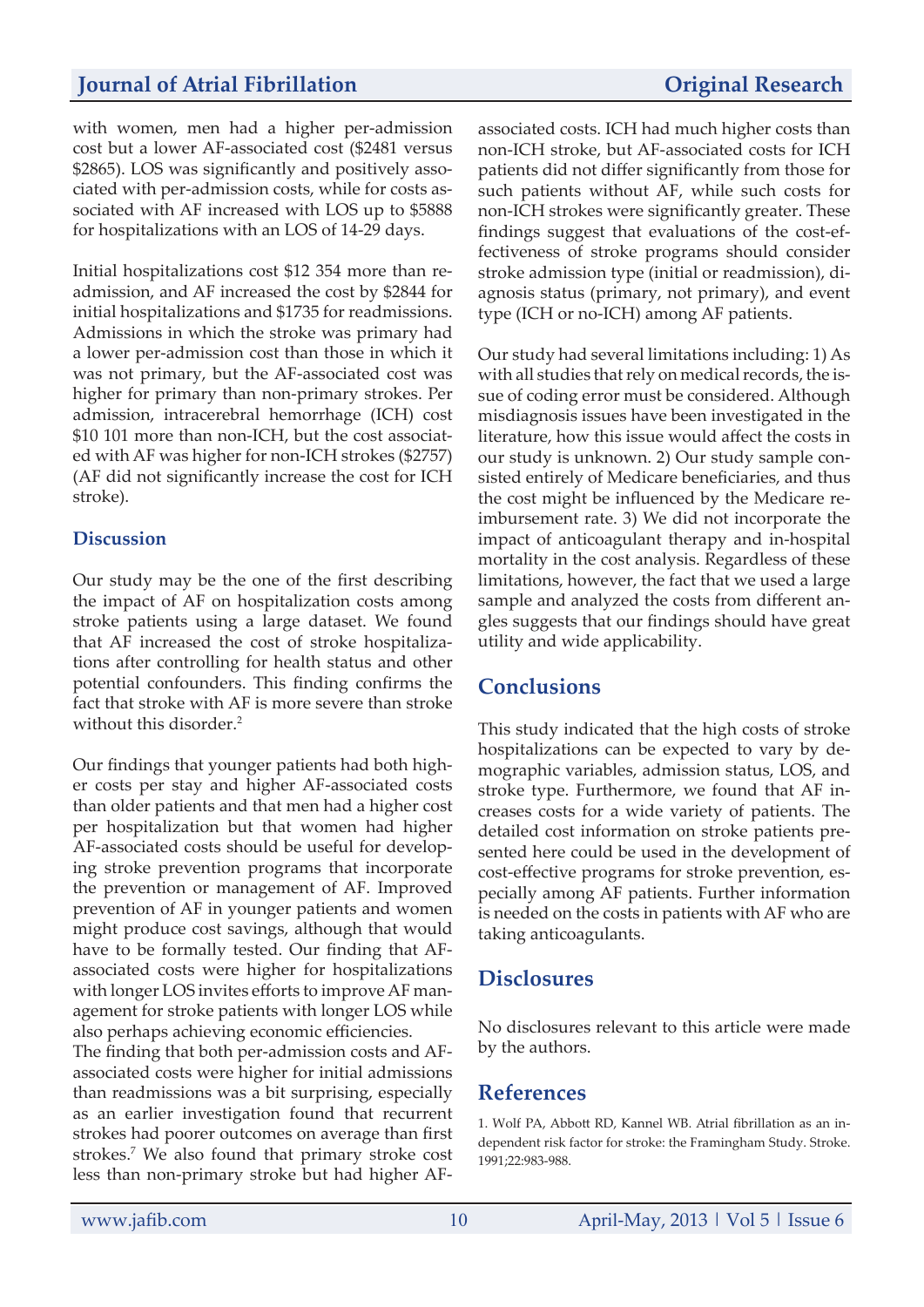with women, men had a higher per-admission cost but a lower AF-associated cost ($2481 versus $2865). LOS was significantly and positively associated with per-admission costs, while for costs associated with AF increased with LOS up to $5888 for hospitalizations with an LOS of 14-29 days.

Initial hospitalizations cost $12 354 more than readmission, and AF increased the cost by $2844 for initial hospitalizations and $1735 for readmissions. Admissions in which the stroke was primary had a lower per-admission cost than those in which it was not primary, but the AF-associated cost was higher for primary than non-primary strokes. Per admission, intracerebral hemorrhage (ICH) cost $10 101 more than non-ICH, but the cost associated with AF was higher for non-ICH strokes ($2757) (AF did not significantly increase the cost for ICH stroke).

## Discussion

Our study may be the one of the first describing the impact of AF on hospitalization costs among stroke patients using a large dataset. We found that AF increased the cost of stroke hospitalizations after controlling for health status and other potential confounders. This finding confirms the fact that stroke with AF is more severe than stroke without this disorder.[2]

Our findings that younger patients had both higher costs per stay and higher AF-associated costs than older patients and that men had a higher cost per hospitalization but that women had higher AF-associated costs should be useful for developing stroke prevention programs that incorporate the prevention or management of AF. Improved prevention of AF in younger patients and women might produce cost savings, although that would have to be formally tested. Our finding that AF-associated costs were higher for hospitalizations with longer LOS invites efforts to improve AF management for stroke patients with longer LOS while also perhaps achieving economic efficiencies.

The finding that both per-admission costs and AF-associated costs were higher for initial admissions than readmissions was a bit surprising, especially as an earlier investigation found that recurrent strokes had poorer outcomes on average than first strokes.[7] We also found that primary stroke cost less than non-primary stroke but had higher AF-associated costs. ICH had much higher costs than non-ICH stroke, but AF-associated costs for ICH patients did not differ significantly from those for such patients without AF, while such costs for non-ICH strokes were significantly greater. These findings suggest that evaluations of the cost-effectiveness of stroke programs should consider stroke admission type (initial or readmission), diagnosis status (primary, not primary), and event type (ICH or no-ICH) among AF patients.

Our study had several limitations including: 1) As with all studies that rely on medical records, the issue of coding error must be considered. Although misdiagnosis issues have been investigated in the literature, how this issue would affect the costs in our study is unknown. 2) Our study sample consisted entirely of Medicare beneficiaries, and thus the cost might be influenced by the Medicare reimbursement rate. 3) We did not incorporate the impact of anticoagulant therapy and in-hospital mortality in the cost analysis. Regardless of these limitations, however, the fact that we used a large sample and analyzed the costs from different angles suggests that our findings should have great utility and wide applicability.

## Conclusions

This study indicated that the high costs of stroke hospitalizations can be expected to vary by demographic variables, admission status, LOS, and stroke type. Furthermore, we found that AF increases costs for a wide variety of patients. The detailed cost information on stroke patients presented here could be used in the development of cost-effective programs for stroke prevention, especially among AF patients. Further information is needed on the costs in patients with AF who are taking anticoagulants.

## Disclosures

No disclosures relevant to this article were made by the authors.

## References

1. Wolf PA, Abbott RD, Kannel WB. Atrial fibrillation as an independent risk factor for stroke: the Framingham Study. Stroke. 1991;22:983-988.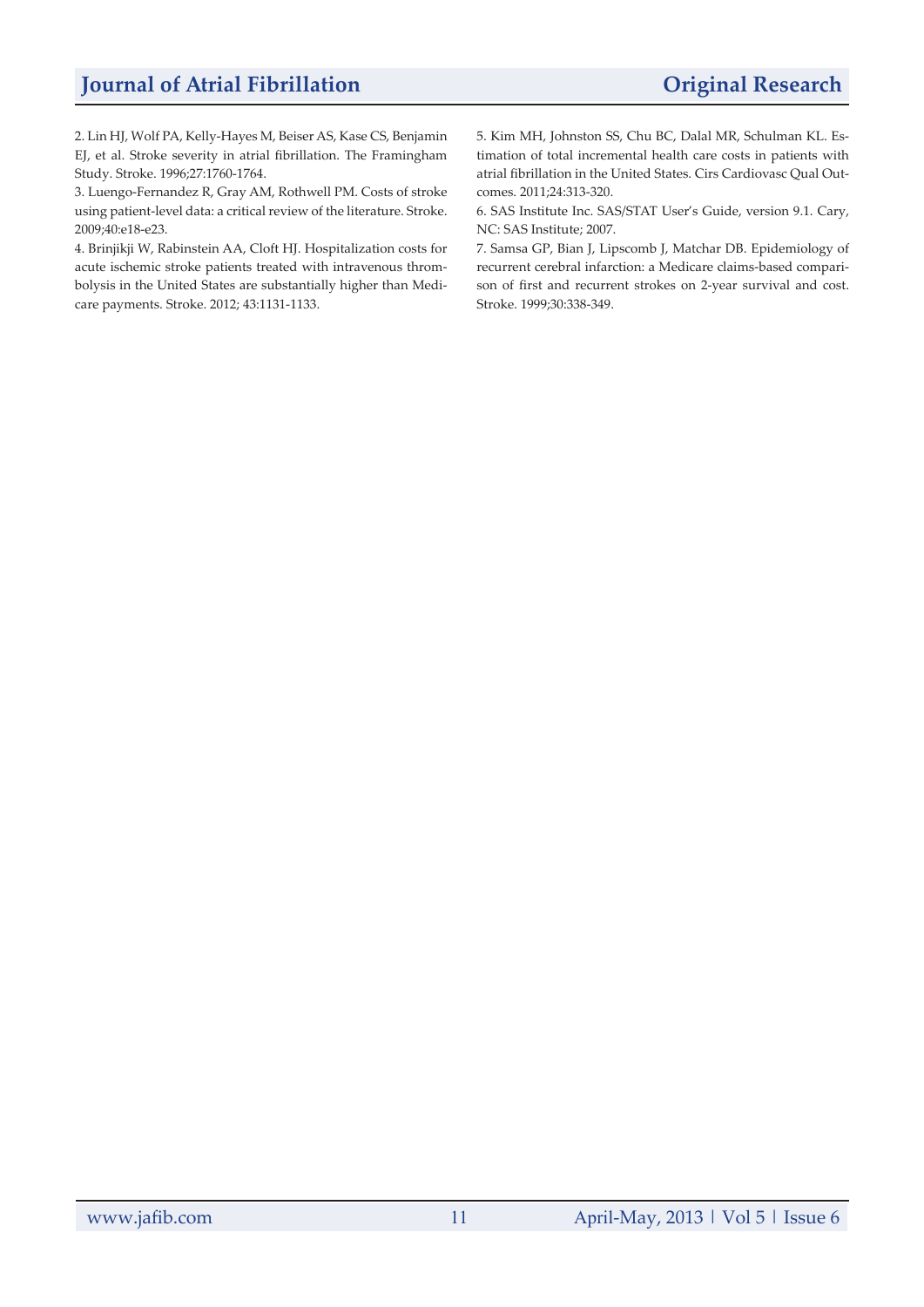2. Lin HJ, Wolf PA, Kelly-Hayes M, Beiser AS, Kase CS, Benjamin EJ, et al. Stroke severity in atrial fibrillation. The Framingham Study. Stroke. 1996;27:1760-1764.

3. Luengo-Fernandez R, Gray AM, Rothwell PM. Costs of stroke using patient-level data: a critical review of the literature. Stroke. 2009;40:e18-e23.

4. Brinjikji W, Rabinstein AA, Cloft HJ. Hospitalization costs for acute ischemic stroke patients treated with intravenous thrombolysis in the United States are substantially higher than Medicare payments. Stroke. 2012; 43:1131-1133.

5. Kim MH, Johnston SS, Chu BC, Dalal MR, Schulman KL. Estimation of total incremental health care costs in patients with atrial fibrillation in the United States. Cirs Cardiovasc Qual Outcomes. 2011;24:313-320.

6. SAS Institute Inc. SAS/STAT User's Guide, version 9.1. Cary, NC: SAS Institute; 2007.

7. Samsa GP, Bian J, Lipscomb J, Matchar DB. Epidemiology of recurrent cerebral infarction: a Medicare claims-based comparison of first and recurrent strokes on 2-year survival and cost. Stroke. 1999;30:338-349.